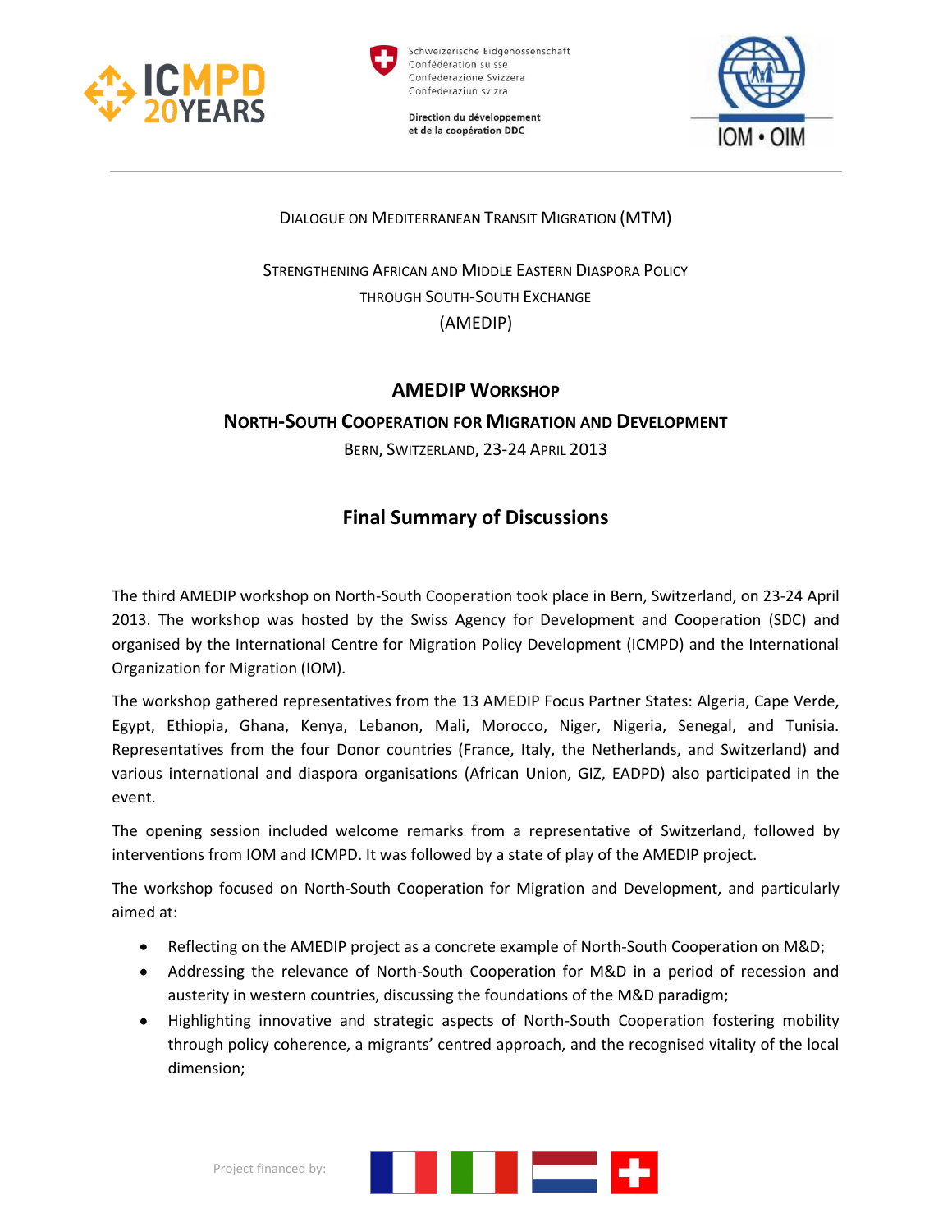Schweizerische Eidgenossenschaft
Confédération suisse
Confederazione Svizzera
Confederaziun svizra

Direction du développement et de la coopération DDC

DIALOGUE ON MEDITERRANEAN TRANSIT MIGRATION (MTM)

STRENGTHENING AFRICAN AND MIDDLE EASTERN DIASPORA POLICY THROUGH SOUTH-SOUTH EXCHANGE (AMEDIP)

## AMEDIP WORKSHOP

## NORTH-SOUTH COOPERATION FOR MIGRATION AND DEVELOPMENT

BERN, SWITZERLAND, 23-24 APRIL 2013

# Final Summary of Discussions

The third AMEDIP workshop on North-South Cooperation took place in Bern, Switzerland, on 23-24 April 2013. The workshop was hosted by the Swiss Agency for Development and Cooperation (SDC) and organised by the International Centre for Migration Policy Development (ICMPD) and the International Organization for Migration (IOM).

The workshop gathered representatives from the 13 AMEDIP Focus Partner States: Algeria, Cape Verde, Egypt, Ethiopia, Ghana, Kenya, Lebanon, Mali, Morocco, Niger, Nigeria, Senegal, and Tunisia. Representatives from the four Donor countries (France, Italy, the Netherlands, and Switzerland) and various international and diaspora organisations (African Union, GIZ, EADPD) also participated in the event.

The opening session included welcome remarks from a representative of Switzerland, followed by interventions from IOM and ICMPD. It was followed by a state of play of the AMEDIP project.

The workshop focused on North-South Cooperation for Migration and Development, and particularly aimed at:

- Reflecting on the AMEDIP project as a concrete example of North-South Cooperation on M&D;
- Addressing the relevance of North-South Cooperation for M&D in a period of recession and austerity in western countries, discussing the foundations of the M&D paradigm;
- Highlighting innovative and strategic aspects of North-South Cooperation fostering mobility through policy coherence, a migrants' centred approach, and the recognised vitality of the local dimension;

Project financed by: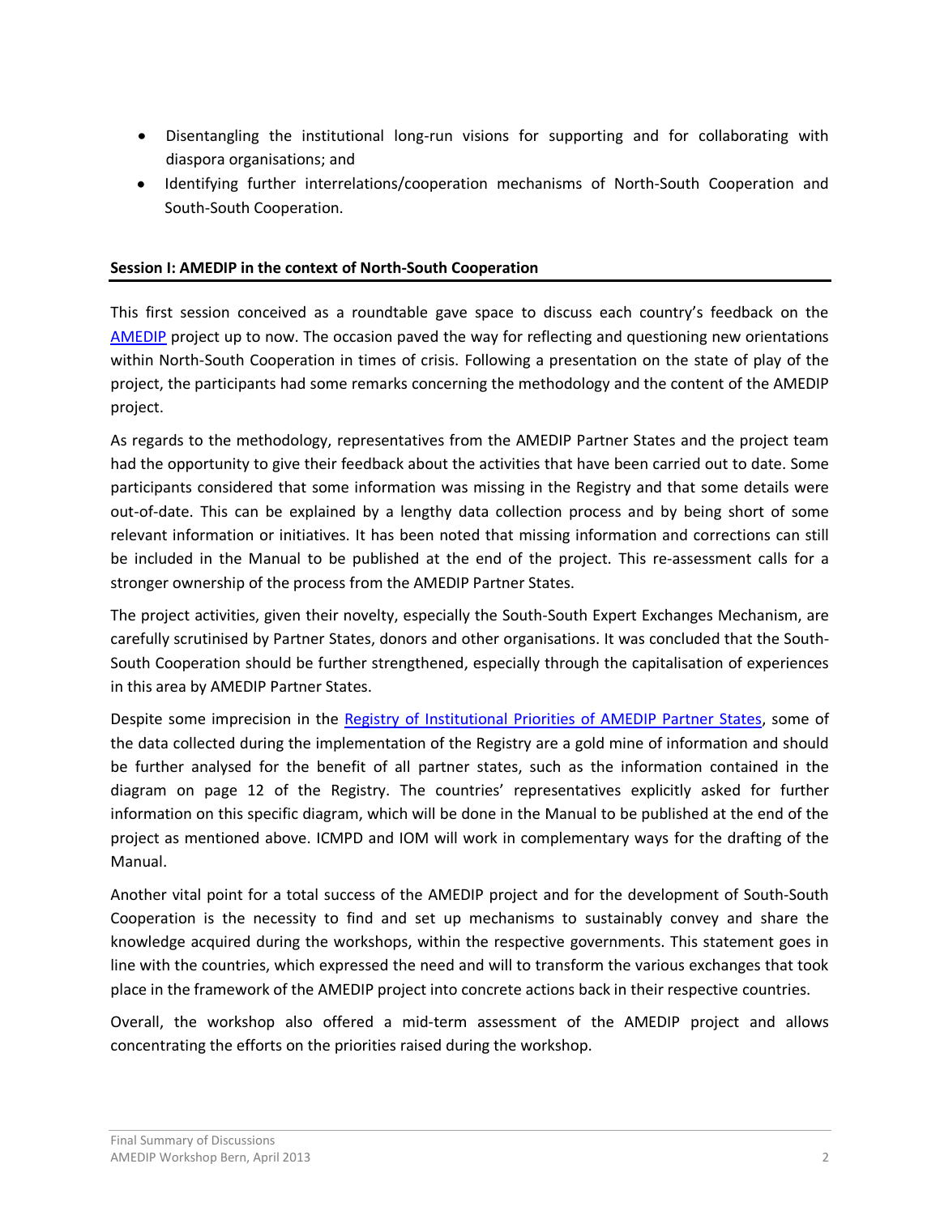- Disentangling the institutional long-run visions for supporting and for collaborating with diaspora organisations; and
- Identifying further interrelations/cooperation mechanisms of North-South Cooperation and South-South Cooperation.

## Session I: AMEDIP in the context of North-South Cooperation

This first session conceived as a roundtable gave space to discuss each country's feedback on the AMEDIP project up to now. The occasion paved the way for reflecting and questioning new orientations within North-South Cooperation in times of crisis. Following a presentation on the state of play of the project, the participants had some remarks concerning the methodology and the content of the AMEDIP project.

As regards to the methodology, representatives from the AMEDIP Partner States and the project team had the opportunity to give their feedback about the activities that have been carried out to date. Some participants considered that some information was missing in the Registry and that some details were out-of-date. This can be explained by a lengthy data collection process and by being short of some relevant information or initiatives. It has been noted that missing information and corrections can still be included in the Manual to be published at the end of the project. This re-assessment calls for a stronger ownership of the process from the AMEDIP Partner States.

The project activities, given their novelty, especially the South-South Expert Exchanges Mechanism, are carefully scrutinised by Partner States, donors and other organisations. It was concluded that the South-South Cooperation should be further strengthened, especially through the capitalisation of experiences in this area by AMEDIP Partner States.

Despite some imprecision in the Registry of Institutional Priorities of AMEDIP Partner States, some of the data collected during the implementation of the Registry are a gold mine of information and should be further analysed for the benefit of all partner states, such as the information contained in the diagram on page 12 of the Registry. The countries' representatives explicitly asked for further information on this specific diagram, which will be done in the Manual to be published at the end of the project as mentioned above. ICMPD and IOM will work in complementary ways for the drafting of the Manual.

Another vital point for a total success of the AMEDIP project and for the development of South-South Cooperation is the necessity to find and set up mechanisms to sustainably convey and share the knowledge acquired during the workshops, within the respective governments. This statement goes in line with the countries, which expressed the need and will to transform the various exchanges that took place in the framework of the AMEDIP project into concrete actions back in their respective countries.

Overall, the workshop also offered a mid-term assessment of the AMEDIP project and allows concentrating the efforts on the priorities raised during the workshop.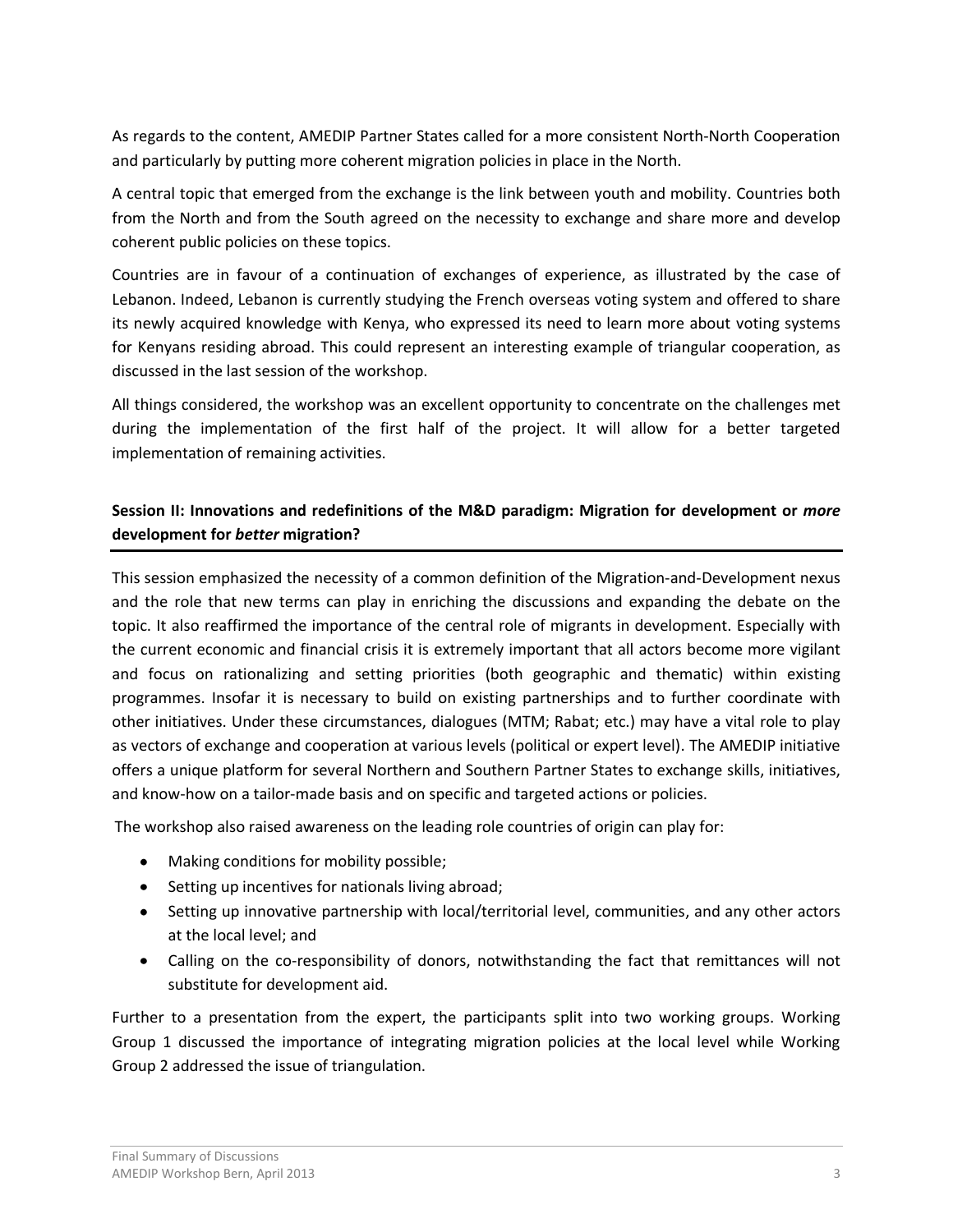As regards to the content, AMEDIP Partner States called for a more consistent North-North Cooperation and particularly by putting more coherent migration policies in place in the North.

A central topic that emerged from the exchange is the link between youth and mobility. Countries both from the North and from the South agreed on the necessity to exchange and share more and develop coherent public policies on these topics.

Countries are in favour of a continuation of exchanges of experience, as illustrated by the case of Lebanon. Indeed, Lebanon is currently studying the French overseas voting system and offered to share its newly acquired knowledge with Kenya, who expressed its need to learn more about voting systems for Kenyans residing abroad. This could represent an interesting example of triangular cooperation, as discussed in the last session of the workshop.

All things considered, the workshop was an excellent opportunity to concentrate on the challenges met during the implementation of the first half of the project. It will allow for a better targeted implementation of remaining activities.

## Session II: Innovations and redefinitions of the M&D paradigm: Migration for development or *more* development for *better* migration?

This session emphasized the necessity of a common definition of the Migration-and-Development nexus and the role that new terms can play in enriching the discussions and expanding the debate on the topic. It also reaffirmed the importance of the central role of migrants in development. Especially with the current economic and financial crisis it is extremely important that all actors become more vigilant and focus on rationalizing and setting priorities (both geographic and thematic) within existing programmes. Insofar it is necessary to build on existing partnerships and to further coordinate with other initiatives. Under these circumstances, dialogues (MTM; Rabat; etc.) may have a vital role to play as vectors of exchange and cooperation at various levels (political or expert level). The AMEDIP initiative offers a unique platform for several Northern and Southern Partner States to exchange skills, initiatives, and know-how on a tailor-made basis and on specific and targeted actions or policies.

The workshop also raised awareness on the leading role countries of origin can play for:

- Making conditions for mobility possible;
- Setting up incentives for nationals living abroad;
- Setting up innovative partnership with local/territorial level, communities, and any other actors at the local level; and
- Calling on the co-responsibility of donors, notwithstanding the fact that remittances will not substitute for development aid.

Further to a presentation from the expert, the participants split into two working groups. Working Group 1 discussed the importance of integrating migration policies at the local level while Working Group 2 addressed the issue of triangulation.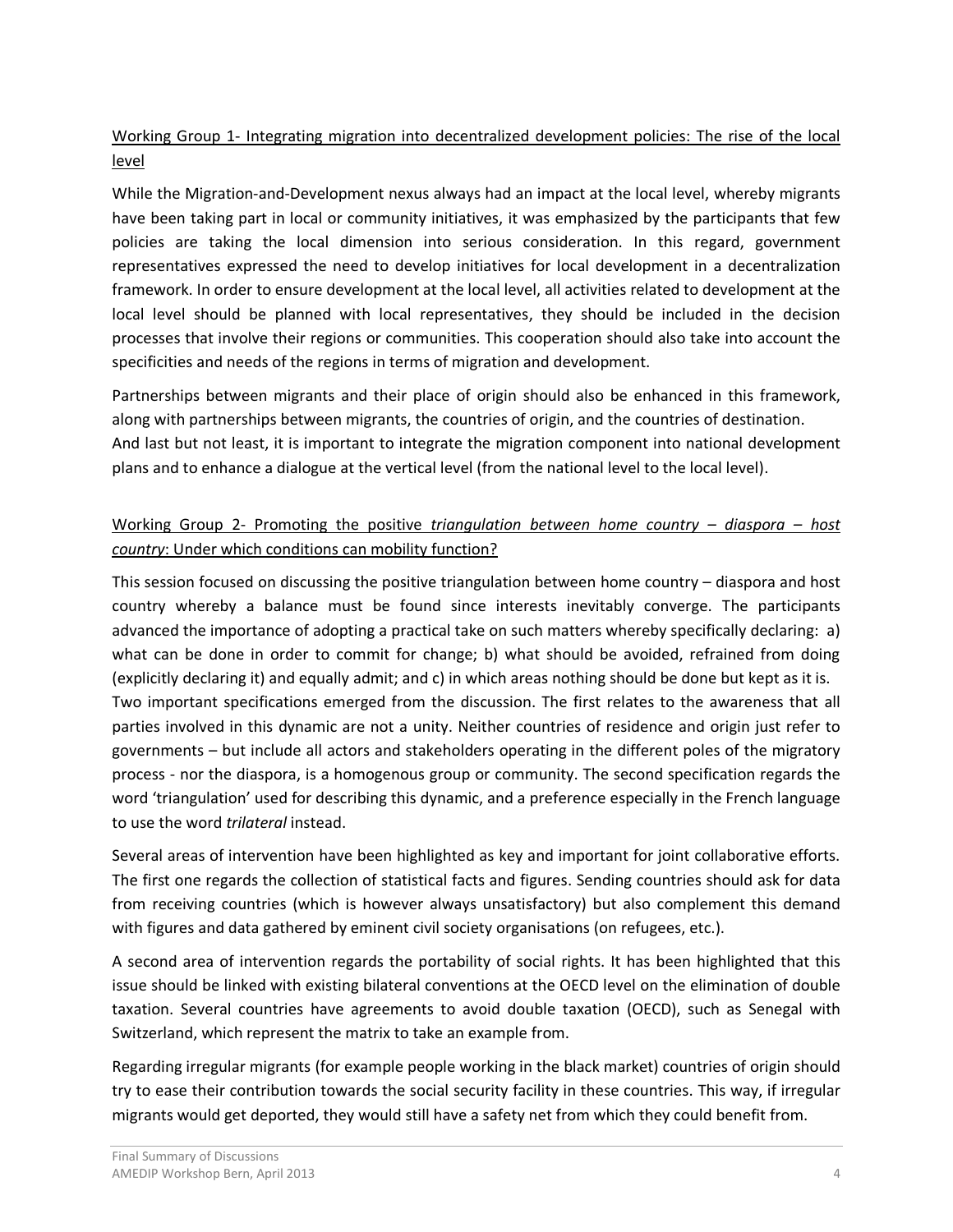<u>Working Group 1- Integrating migration into decentralized development policies: The rise of the local level</u>

While the Migration-and-Development nexus always had an impact at the local level, whereby migrants have been taking part in local or community initiatives, it was emphasized by the participants that few policies are taking the local dimension into serious consideration. In this regard, government representatives expressed the need to develop initiatives for local development in a decentralization framework. In order to ensure development at the local level, all activities related to development at the local level should be planned with local representatives, they should be included in the decision processes that involve their regions or communities. This cooperation should also take into account the specificities and needs of the regions in terms of migration and development.

Partnerships between migrants and their place of origin should also be enhanced in this framework, along with partnerships between migrants, the countries of origin, and the countries of destination.
And last but not least, it is important to integrate the migration component into national development plans and to enhance a dialogue at the vertical level (from the national level to the local level).

<u>Working Group 2- Promoting the positive *triangulation between home country – diaspora – host country*: Under which conditions can mobility function?</u>

This session focused on discussing the positive triangulation between home country – diaspora and host country whereby a balance must be found since interests inevitably converge. The participants advanced the importance of adopting a practical take on such matters whereby specifically declaring: a) what can be done in order to commit for change; b) what should be avoided, refrained from doing (explicitly declaring it) and equally admit; and c) in which areas nothing should be done but kept as it is.
Two important specifications emerged from the discussion. The first relates to the awareness that all parties involved in this dynamic are not a unity. Neither countries of residence and origin just refer to governments – but include all actors and stakeholders operating in the different poles of the migratory process - nor the diaspora, is a homogenous group or community. The second specification regards the word 'triangulation' used for describing this dynamic, and a preference especially in the French language to use the word *trilateral* instead.

Several areas of intervention have been highlighted as key and important for joint collaborative efforts. The first one regards the collection of statistical facts and figures. Sending countries should ask for data from receiving countries (which is however always unsatisfactory) but also complement this demand with figures and data gathered by eminent civil society organisations (on refugees, etc.).

A second area of intervention regards the portability of social rights. It has been highlighted that this issue should be linked with existing bilateral conventions at the OECD level on the elimination of double taxation. Several countries have agreements to avoid double taxation (OECD), such as Senegal with Switzerland, which represent the matrix to take an example from.

Regarding irregular migrants (for example people working in the black market) countries of origin should try to ease their contribution towards the social security facility in these countries. This way, if irregular migrants would get deported, they would still have a safety net from which they could benefit from.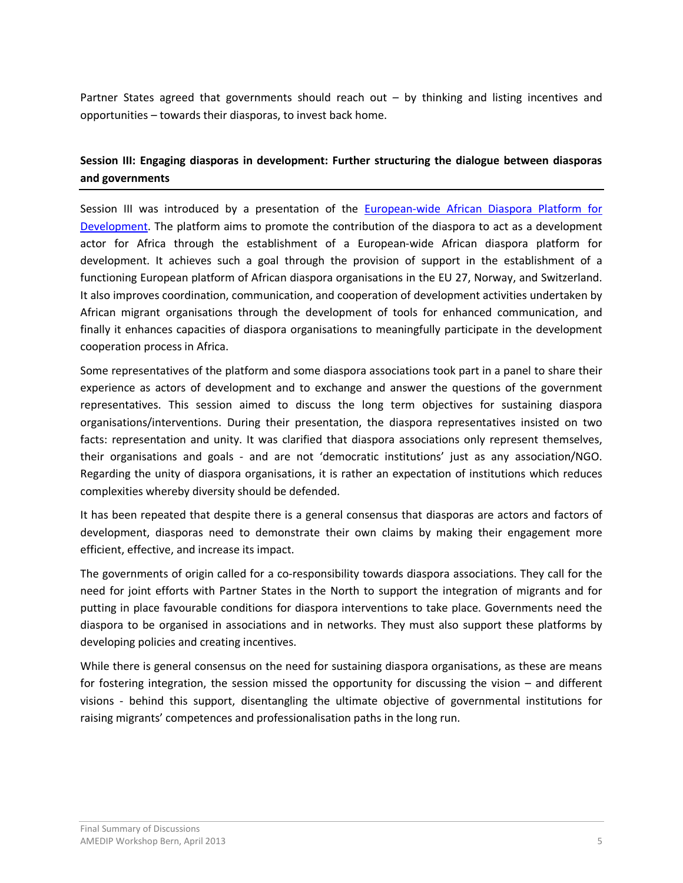Partner States agreed that governments should reach out – by thinking and listing incentives and opportunities – towards their diasporas, to invest back home.

**Session III: Engaging diasporas in development: Further structuring the dialogue between diasporas and governments**

Session III was introduced by a presentation of the [European-wide African Diaspora Platform for Development](). The platform aims to promote the contribution of the diaspora to act as a development actor for Africa through the establishment of a European-wide African diaspora platform for development. It achieves such a goal through the provision of support in the establishment of a functioning European platform of African diaspora organisations in the EU 27, Norway, and Switzerland. It also improves coordination, communication, and cooperation of development activities undertaken by African migrant organisations through the development of tools for enhanced communication, and finally it enhances capacities of diaspora organisations to meaningfully participate in the development cooperation process in Africa.

Some representatives of the platform and some diaspora associations took part in a panel to share their experience as actors of development and to exchange and answer the questions of the government representatives. This session aimed to discuss the long term objectives for sustaining diaspora organisations/interventions. During their presentation, the diaspora representatives insisted on two facts: representation and unity. It was clarified that diaspora associations only represent themselves, their organisations and goals - and are not 'democratic institutions' just as any association/NGO. Regarding the unity of diaspora organisations, it is rather an expectation of institutions which reduces complexities whereby diversity should be defended.

It has been repeated that despite there is a general consensus that diasporas are actors and factors of development, diasporas need to demonstrate their own claims by making their engagement more efficient, effective, and increase its impact.

The governments of origin called for a co-responsibility towards diaspora associations. They call for the need for joint efforts with Partner States in the North to support the integration of migrants and for putting in place favourable conditions for diaspora interventions to take place. Governments need the diaspora to be organised in associations and in networks. They must also support these platforms by developing policies and creating incentives.

While there is general consensus on the need for sustaining diaspora organisations, as these are means for fostering integration, the session missed the opportunity for discussing the vision – and different visions - behind this support, disentangling the ultimate objective of governmental institutions for raising migrants' competences and professionalisation paths in the long run.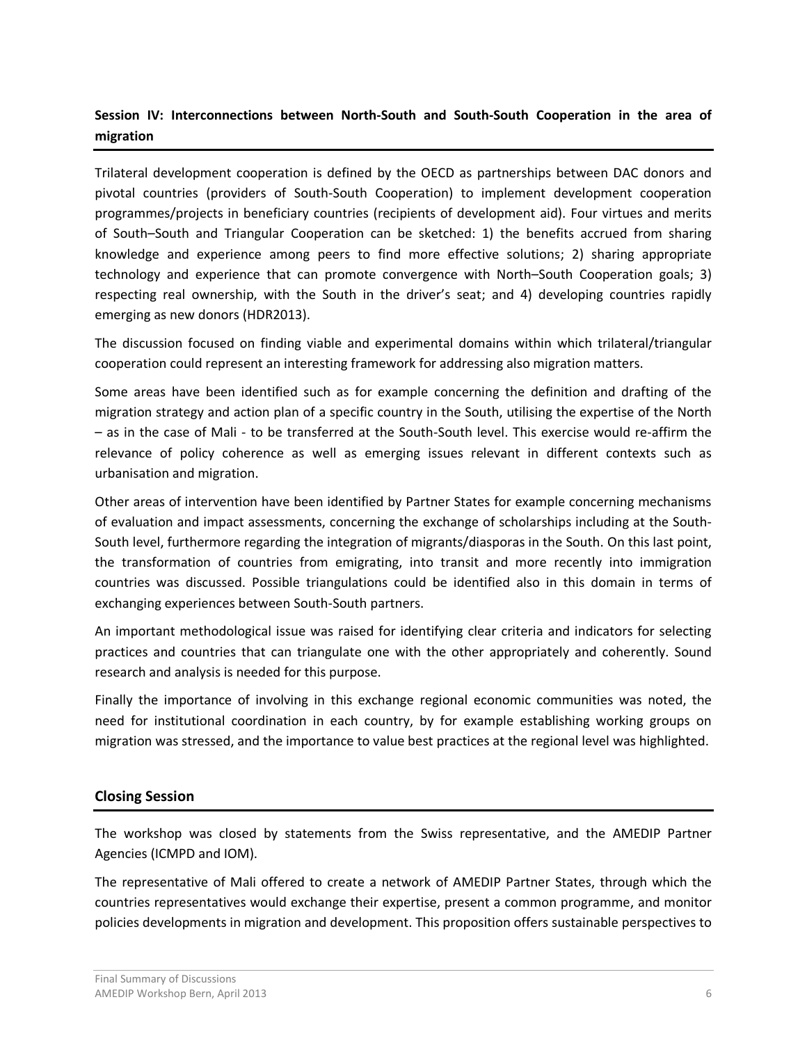**Session IV: Interconnections between North-South and South-South Cooperation in the area of migration**

Trilateral development cooperation is defined by the OECD as partnerships between DAC donors and pivotal countries (providers of South-South Cooperation) to implement development cooperation programmes/projects in beneficiary countries (recipients of development aid). Four virtues and merits of South–South and Triangular Cooperation can be sketched: 1) the benefits accrued from sharing knowledge and experience among peers to find more effective solutions; 2) sharing appropriate technology and experience that can promote convergence with North–South Cooperation goals; 3) respecting real ownership, with the South in the driver's seat; and 4) developing countries rapidly emerging as new donors (HDR2013).

The discussion focused on finding viable and experimental domains within which trilateral/triangular cooperation could represent an interesting framework for addressing also migration matters.

Some areas have been identified such as for example concerning the definition and drafting of the migration strategy and action plan of a specific country in the South, utilising the expertise of the North – as in the case of Mali - to be transferred at the South-South level. This exercise would re-affirm the relevance of policy coherence as well as emerging issues relevant in different contexts such as urbanisation and migration.

Other areas of intervention have been identified by Partner States for example concerning mechanisms of evaluation and impact assessments, concerning the exchange of scholarships including at the South-South level, furthermore regarding the integration of migrants/diasporas in the South. On this last point, the transformation of countries from emigrating, into transit and more recently into immigration countries was discussed. Possible triangulations could be identified also in this domain in terms of exchanging experiences between South-South partners.

An important methodological issue was raised for identifying clear criteria and indicators for selecting practices and countries that can triangulate one with the other appropriately and coherently. Sound research and analysis is needed for this purpose.

Finally the importance of involving in this exchange regional economic communities was noted, the need for institutional coordination in each country, by for example establishing working groups on migration was stressed, and the importance to value best practices at the regional level was highlighted.

## Closing Session

The workshop was closed by statements from the Swiss representative, and the AMEDIP Partner Agencies (ICMPD and IOM).

The representative of Mali offered to create a network of AMEDIP Partner States, through which the countries representatives would exchange their expertise, present a common programme, and monitor policies developments in migration and development. This proposition offers sustainable perspectives to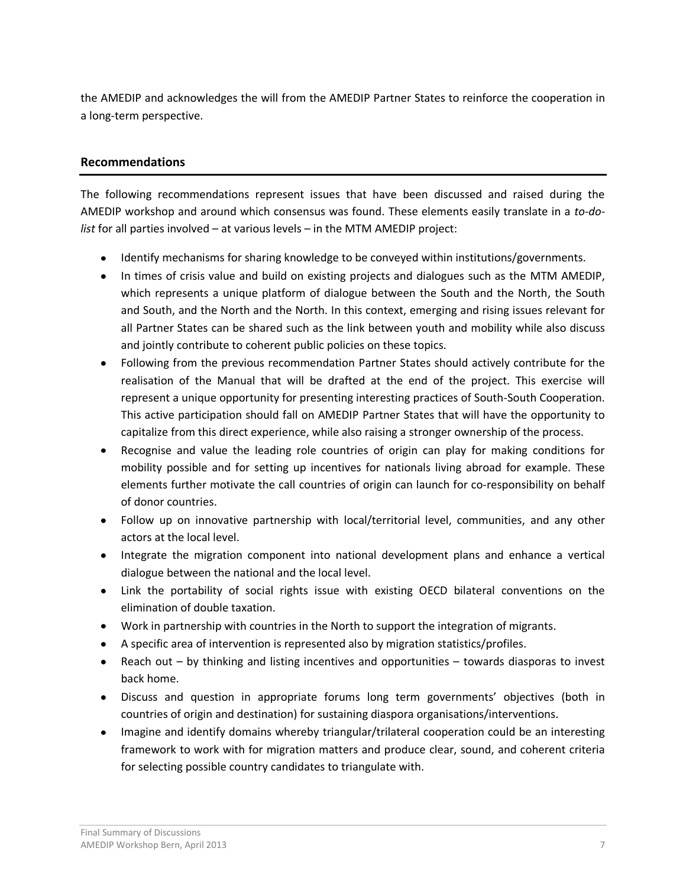the AMEDIP and acknowledges the will from the AMEDIP Partner States to reinforce the cooperation in a long-term perspective.

## Recommendations

The following recommendations represent issues that have been discussed and raised during the AMEDIP workshop and around which consensus was found. These elements easily translate in a *to-do-list* for all parties involved – at various levels – in the MTM AMEDIP project:

- Identify mechanisms for sharing knowledge to be conveyed within institutions/governments.
- In times of crisis value and build on existing projects and dialogues such as the MTM AMEDIP, which represents a unique platform of dialogue between the South and the North, the South and South, and the North and the North. In this context, emerging and rising issues relevant for all Partner States can be shared such as the link between youth and mobility while also discuss and jointly contribute to coherent public policies on these topics.
- Following from the previous recommendation Partner States should actively contribute for the realisation of the Manual that will be drafted at the end of the project. This exercise will represent a unique opportunity for presenting interesting practices of South-South Cooperation. This active participation should fall on AMEDIP Partner States that will have the opportunity to capitalize from this direct experience, while also raising a stronger ownership of the process.
- Recognise and value the leading role countries of origin can play for making conditions for mobility possible and for setting up incentives for nationals living abroad for example. These elements further motivate the call countries of origin can launch for co-responsibility on behalf of donor countries.
- Follow up on innovative partnership with local/territorial level, communities, and any other actors at the local level.
- Integrate the migration component into national development plans and enhance a vertical dialogue between the national and the local level.
- Link the portability of social rights issue with existing OECD bilateral conventions on the elimination of double taxation.
- Work in partnership with countries in the North to support the integration of migrants.
- A specific area of intervention is represented also by migration statistics/profiles.
- Reach out – by thinking and listing incentives and opportunities – towards diasporas to invest back home.
- Discuss and question in appropriate forums long term governments' objectives (both in countries of origin and destination) for sustaining diaspora organisations/interventions.
- Imagine and identify domains whereby triangular/trilateral cooperation could be an interesting framework to work with for migration matters and produce clear, sound, and coherent criteria for selecting possible country candidates to triangulate with.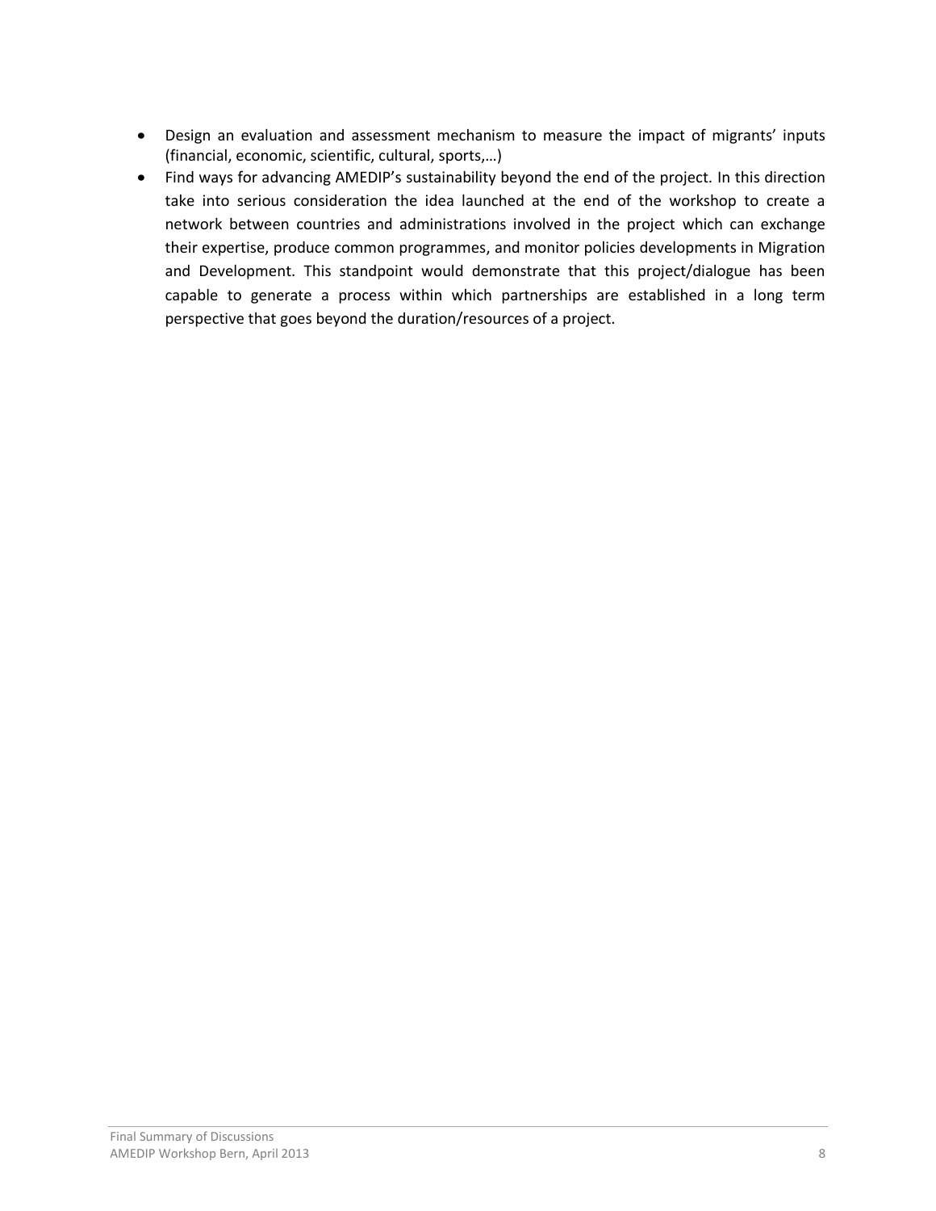- Design an evaluation and assessment mechanism to measure the impact of migrants' inputs (financial, economic, scientific, cultural, sports,…)
- Find ways for advancing AMEDIP's sustainability beyond the end of the project. In this direction take into serious consideration the idea launched at the end of the workshop to create a network between countries and administrations involved in the project which can exchange their expertise, produce common programmes, and monitor policies developments in Migration and Development. This standpoint would demonstrate that this project/dialogue has been capable to generate a process within which partnerships are established in a long term perspective that goes beyond the duration/resources of a project.